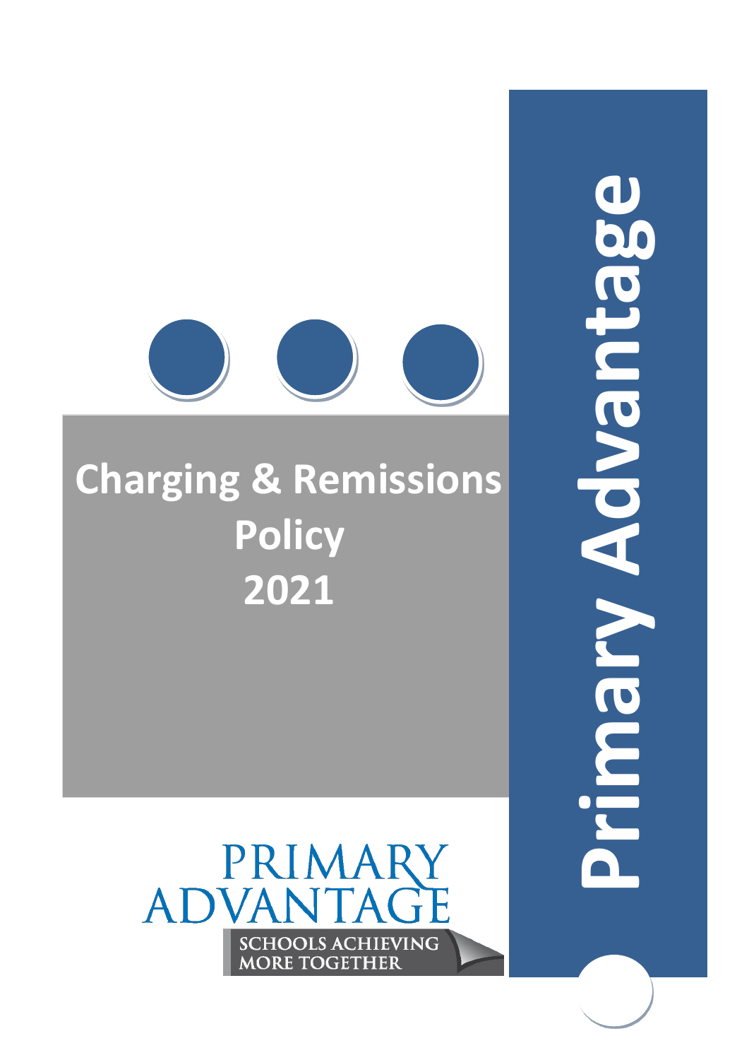# Charging & Remissions Policy 2021

Primary Advantage

PRIMARY ADVANTAGE

SCHOOLS ACHIEVING MORE TOGETHER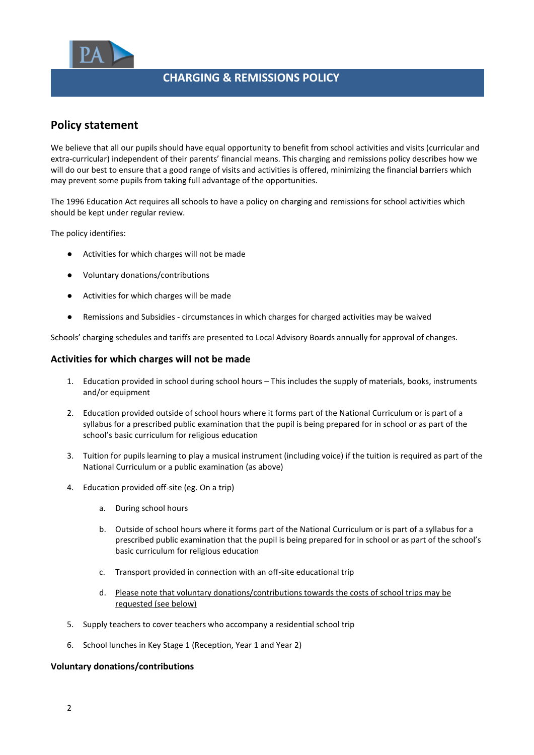# CHARGING & REMISSIONS POLICY

## Policy statement

We believe that all our pupils should have equal opportunity to benefit from school activities and visits (curricular and extra-curricular) independent of their parents' financial means. This charging and remissions policy describes how we will do our best to ensure that a good range of visits and activities is offered, minimizing the financial barriers which may prevent some pupils from taking full advantage of the opportunities.

The 1996 Education Act requires all schools to have a policy on charging and remissions for school activities which should be kept under regular review.

The policy identifies:

- Activities for which charges will not be made
- Voluntary donations/contributions
- Activities for which charges will be made
- Remissions and Subsidies - circumstances in which charges for charged activities may be waived

Schools' charging schedules and tariffs are presented to Local Advisory Boards annually for approval of changes.

### Activities for which charges will not be made

1. Education provided in school during school hours – This includes the supply of materials, books, instruments and/or equipment
2. Education provided outside of school hours where it forms part of the National Curriculum or is part of a syllabus for a prescribed public examination that the pupil is being prepared for in school or as part of the school's basic curriculum for religious education
3. Tuition for pupils learning to play a musical instrument (including voice) if the tuition is required as part of the National Curriculum or a public examination (as above)
4. Education provided off-site (eg. On a trip)
   a. During school hours
   b. Outside of school hours where it forms part of the National Curriculum or is part of a syllabus for a prescribed public examination that the pupil is being prepared for in school or as part of the school's basic curriculum for religious education
   c. Transport provided in connection with an off-site educational trip
   d. <u>Please note that voluntary donations/contributions towards the costs of school trips may be requested (see below)</u>
5. Supply teachers to cover teachers who accompany a residential school trip
6. School lunches in Key Stage 1 (Reception, Year 1 and Year 2)

**Voluntary donations/contributions**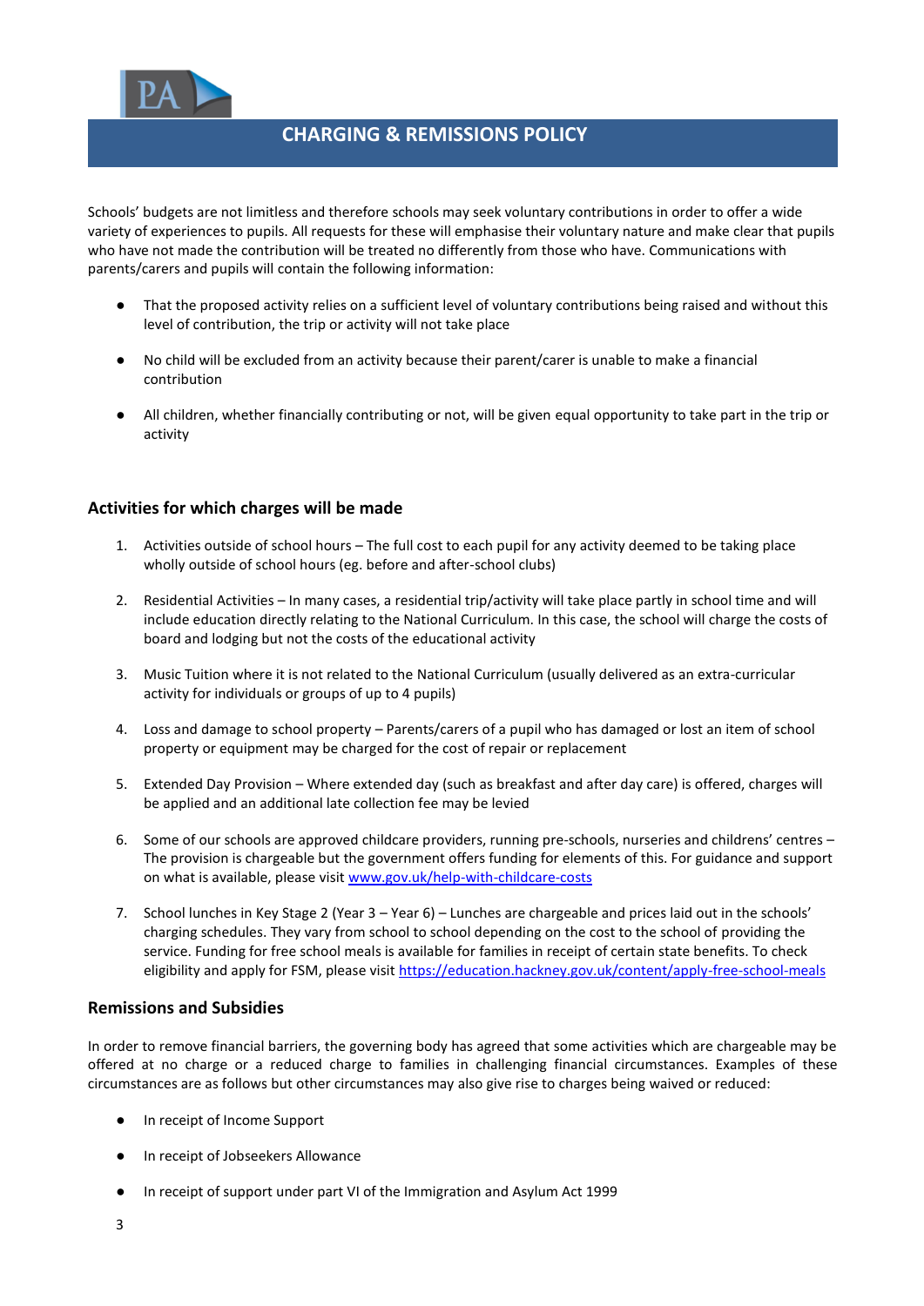# CHARGING & REMISSIONS POLICY

Schools' budgets are not limitless and therefore schools may seek voluntary contributions in order to offer a wide variety of experiences to pupils. All requests for these will emphasise their voluntary nature and make clear that pupils who have not made the contribution will be treated no differently from those who have. Communications with parents/carers and pupils will contain the following information:

- That the proposed activity relies on a sufficient level of voluntary contributions being raised and without this level of contribution, the trip or activity will not take place
- No child will be excluded from an activity because their parent/carer is unable to make a financial contribution
- All children, whether financially contributing or not, will be given equal opportunity to take part in the trip or activity

## Activities for which charges will be made

1. Activities outside of school hours – The full cost to each pupil for any activity deemed to be taking place wholly outside of school hours (eg. before and after-school clubs)
2. Residential Activities – In many cases, a residential trip/activity will take place partly in school time and will include education directly relating to the National Curriculum. In this case, the school will charge the costs of board and lodging but not the costs of the educational activity
3. Music Tuition where it is not related to the National Curriculum (usually delivered as an extra-curricular activity for individuals or groups of up to 4 pupils)
4. Loss and damage to school property – Parents/carers of a pupil who has damaged or lost an item of school property or equipment may be charged for the cost of repair or replacement
5. Extended Day Provision – Where extended day (such as breakfast and after day care) is offered, charges will be applied and an additional late collection fee may be levied
6. Some of our schools are approved childcare providers, running pre-schools, nurseries and childrens' centres – The provision is chargeable but the government offers funding for elements of this. For guidance and support on what is available, please visit [www.gov.uk/help-with-childcare-costs](http://www.gov.uk/help-with-childcare-costs)
7. School lunches in Key Stage 2 (Year 3 – Year 6) – Lunches are chargeable and prices laid out in the schools' charging schedules. They vary from school to school depending on the cost to the school of providing the service. Funding for free school meals is available for families in receipt of certain state benefits. To check eligibility and apply for FSM, please visit [https://education.hackney.gov.uk/content/apply-free-school-meals](https://education.hackney.gov.uk/content/apply-free-school-meals)

## Remissions and Subsidies

In order to remove financial barriers, the governing body has agreed that some activities which are chargeable may be offered at no charge or a reduced charge to families in challenging financial circumstances. Examples of these circumstances are as follows but other circumstances may also give rise to charges being waived or reduced:

- In receipt of Income Support
- In receipt of Jobseekers Allowance
- In receipt of support under part VI of the Immigration and Asylum Act 1999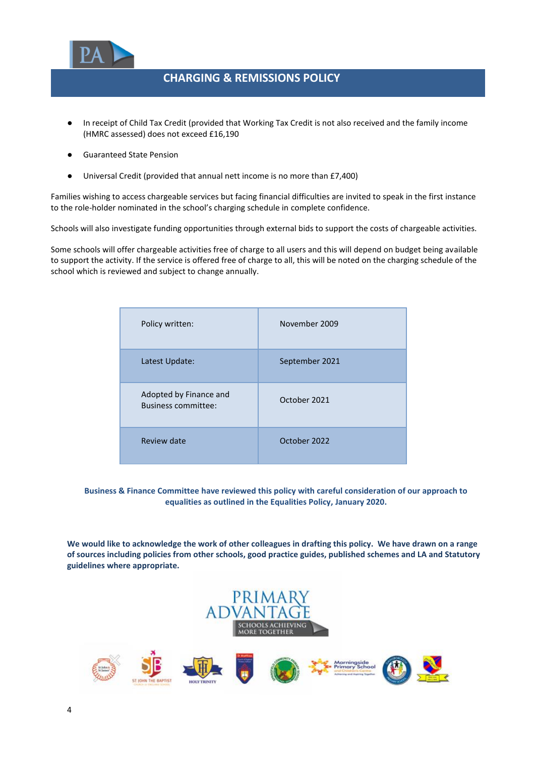- In receipt of Child Tax Credit (provided that Working Tax Credit is not also received and the family income (HMRC assessed) does not exceed £16,190
- Guaranteed State Pension
- Universal Credit (provided that annual nett income is no more than £7,400)

Families wishing to access chargeable services but facing financial difficulties are invited to speak in the first instance to the role-holder nominated in the school's charging schedule in complete confidence.

Schools will also investigate funding opportunities through external bids to support the costs of chargeable activities.

Some schools will offer chargeable activities free of charge to all users and this will depend on budget being available to support the activity. If the service is offered free of charge to all, this will be noted on the charging schedule of the school which is reviewed and subject to change annually.

| | |
|---|---|
| Policy written: | November 2009 |
| Latest Update: | September 2021 |
| Adopted by Finance and Business committee: | October 2021 |
| Review date | October 2022 |

**Business & Finance Committee have reviewed this policy with careful consideration of our approach to equalities as outlined in the Equalities Policy, January 2020.**

**We would like to acknowledge the work of other colleagues in drafting this policy. We have drawn on a range of sources including policies from other schools, good practice guides, published schemes and LA and Statutory guidelines where appropriate.**